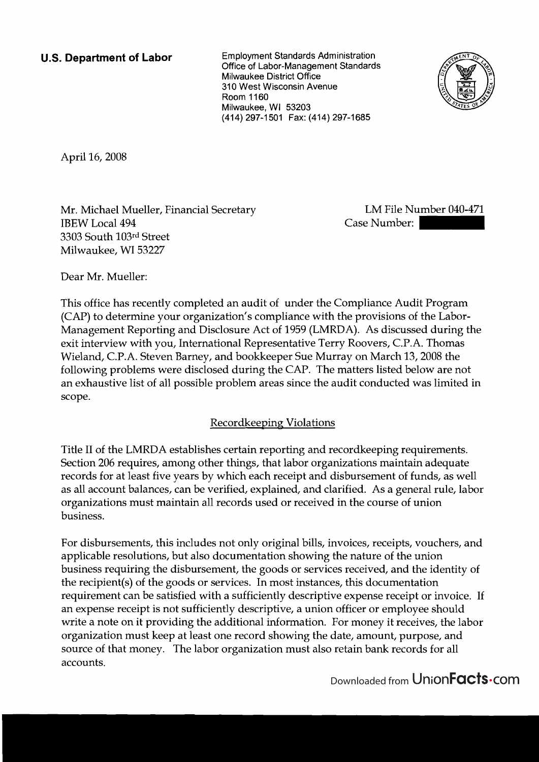**U.S. Department of Labor**

Employment Standards Administration
Office of Labor-Management Standards
Milwaukee District Office
310 West Wisconsin Avenue
Room 1160
Milwaukee, WI 53203
(414) 297-1501 Fax: (414) 297-1685

April 16, 2008

Mr. Michael Mueller, Financial Secretary
IBEW Local 494
3303 South 103rd Street
Milwaukee, WI 53227

LM File Number 040-471
Case Number:

Dear Mr. Mueller:

This office has recently completed an audit of under the Compliance Audit Program (CAP) to determine your organization's compliance with the provisions of the Labor-Management Reporting and Disclosure Act of 1959 (LMRDA). As discussed during the exit interview with you, International Representative Terry Roovers, C.P.A. Thomas Wieland, C.P.A. Steven Barney, and bookkeeper Sue Murray on March 13, 2008 the following problems were disclosed during the CAP. The matters listed below are not an exhaustive list of all possible problem areas since the audit conducted was limited in scope.

## Recordkeeping Violations

Title II of the LMRDA establishes certain reporting and recordkeeping requirements. Section 206 requires, among other things, that labor organizations maintain adequate records for at least five years by which each receipt and disbursement of funds, as well as all account balances, can be verified, explained, and clarified. As a general rule, labor organizations must maintain all records used or received in the course of union business.

For disbursements, this includes not only original bills, invoices, receipts, vouchers, and applicable resolutions, but also documentation showing the nature of the union business requiring the disbursement, the goods or services received, and the identity of the recipient(s) of the goods or services. In most instances, this documentation requirement can be satisfied with a sufficiently descriptive expense receipt or invoice. If an expense receipt is not sufficiently descriptive, a union officer or employee should write a note on it providing the additional information. For money it receives, the labor organization must keep at least one record showing the date, amount, purpose, and source of that money. The labor organization must also retain bank records for all accounts.

Downloaded from UnionFacts.com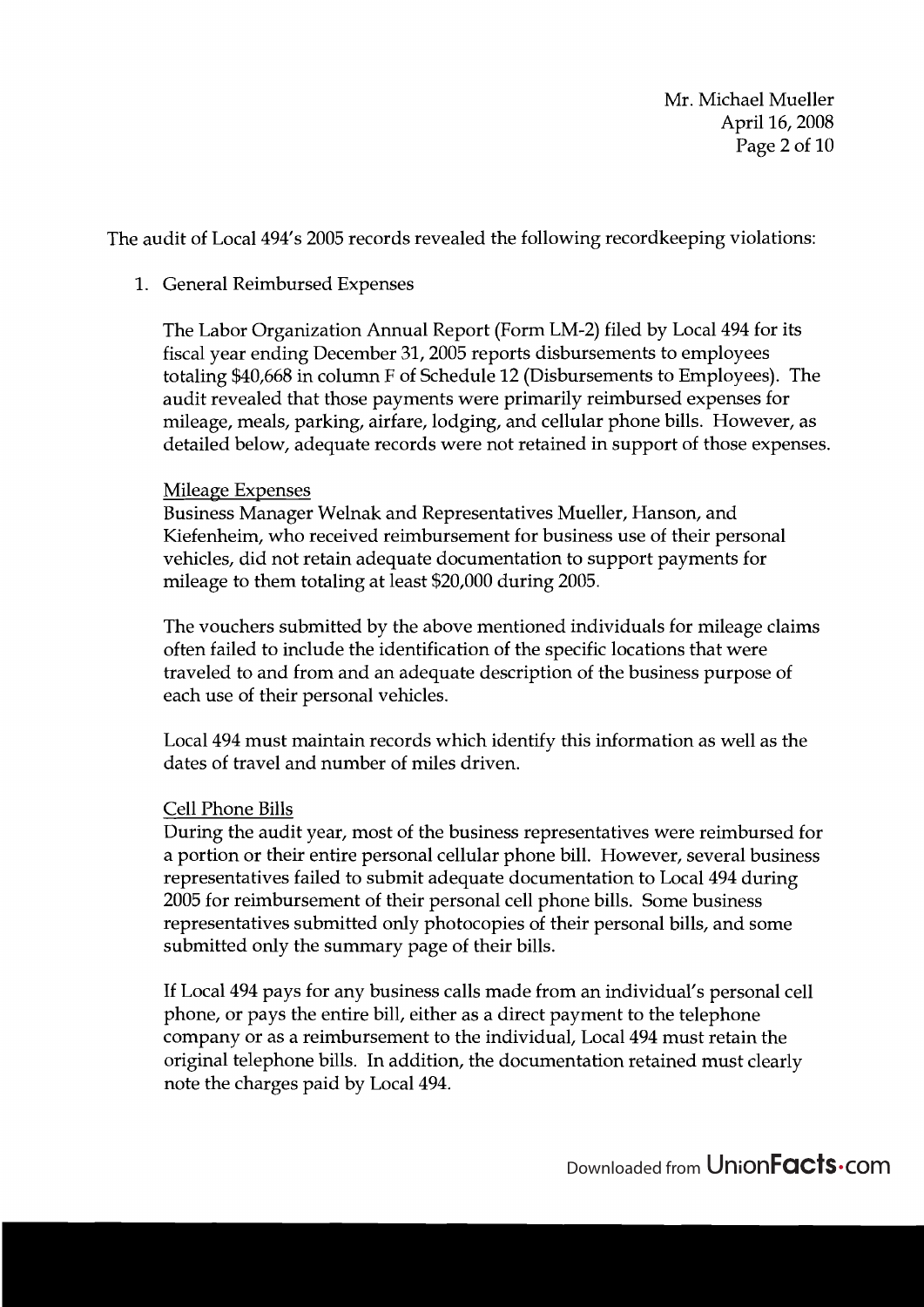The audit of Local 494's 2005 records revealed the following recordkeeping violations:

1. General Reimbursed Expenses

   The Labor Organization Annual Report (Form LM-2) filed by Local 494 for its fiscal year ending December 31, 2005 reports disbursements to employees totaling $40,668 in column F of Schedule 12 (Disbursements to Employees). The audit revealed that those payments were primarily reimbursed expenses for mileage, meals, parking, airfare, lodging, and cellular phone bills. However, as detailed below, adequate records were not retained in support of those expenses.

   Mileage Expenses
   Business Manager Welnak and Representatives Mueller, Hanson, and Kiefenheim, who received reimbursement for business use of their personal vehicles, did not retain adequate documentation to support payments for mileage to them totaling at least $20,000 during 2005.

   The vouchers submitted by the above mentioned individuals for mileage claims often failed to include the identification of the specific locations that were traveled to and from and an adequate description of the business purpose of each use of their personal vehicles.

   Local 494 must maintain records which identify this information as well as the dates of travel and number of miles driven.

   Cell Phone Bills
   During the audit year, most of the business representatives were reimbursed for a portion or their entire personal cellular phone bill. However, several business representatives failed to submit adequate documentation to Local 494 during 2005 for reimbursement of their personal cell phone bills. Some business representatives submitted only photocopies of their personal bills, and some submitted only the summary page of their bills.

   If Local 494 pays for any business calls made from an individual's personal cell phone, or pays the entire bill, either as a direct payment to the telephone company or as a reimbursement to the individual, Local 494 must retain the original telephone bills. In addition, the documentation retained must clearly note the charges paid by Local 494.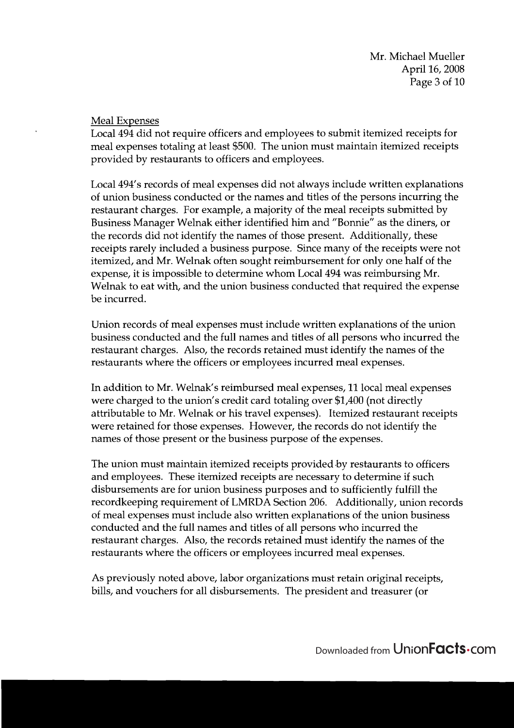Meal Expenses

Local 494 did not require officers and employees to submit itemized receipts for meal expenses totaling at least $500. The union must maintain itemized receipts provided by restaurants to officers and employees.

Local 494's records of meal expenses did not always include written explanations of union business conducted or the names and titles of the persons incurring the restaurant charges. For example, a majority of the meal receipts submitted by Business Manager Welnak either identified him and "Bonnie" as the diners, or the records did not identify the names of those present. Additionally, these receipts rarely included a business purpose. Since many of the receipts were not itemized, and Mr. Welnak often sought reimbursement for only one half of the expense, it is impossible to determine whom Local 494 was reimbursing Mr. Welnak to eat with, and the union business conducted that required the expense be incurred.

Union records of meal expenses must include written explanations of the union business conducted and the full names and titles of all persons who incurred the restaurant charges. Also, the records retained must identify the names of the restaurants where the officers or employees incurred meal expenses.

In addition to Mr. Welnak's reimbursed meal expenses, 11 local meal expenses were charged to the union's credit card totaling over $1,400 (not directly attributable to Mr. Welnak or his travel expenses). Itemized restaurant receipts were retained for those expenses. However, the records do not identify the names of those present or the business purpose of the expenses.

The union must maintain itemized receipts provided by restaurants to officers and employees. These itemized receipts are necessary to determine if such disbursements are for union business purposes and to sufficiently fulfill the recordkeeping requirement of LMRDA Section 206. Additionally, union records of meal expenses must include also written explanations of the union business conducted and the full names and titles of all persons who incurred the restaurant charges. Also, the records retained must identify the names of the restaurants where the officers or employees incurred meal expenses.

As previously noted above, labor organizations must retain original receipts, bills, and vouchers for all disbursements. The president and treasurer (or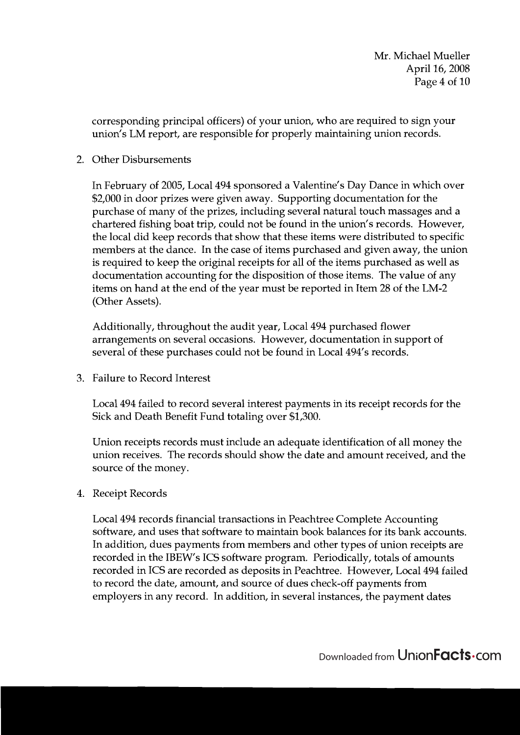corresponding principal officers) of your union, who are required to sign your union's LM report, are responsible for properly maintaining union records.

2. Other Disbursements

   In February of 2005, Local 494 sponsored a Valentine's Day Dance in which over $2,000 in door prizes were given away. Supporting documentation for the purchase of many of the prizes, including several natural touch massages and a chartered fishing boat trip, could not be found in the union's records. However, the local did keep records that show that these items were distributed to specific members at the dance. In the case of items purchased and given away, the union is required to keep the original receipts for all of the items purchased as well as documentation accounting for the disposition of those items. The value of any items on hand at the end of the year must be reported in Item 28 of the LM-2 (Other Assets).

   Additionally, throughout the audit year, Local 494 purchased flower arrangements on several occasions. However, documentation in support of several of these purchases could not be found in Local 494's records.

3. Failure to Record Interest

   Local 494 failed to record several interest payments in its receipt records for the Sick and Death Benefit Fund totaling over $1,300.

   Union receipts records must include an adequate identification of all money the union receives. The records should show the date and amount received, and the source of the money.

4. Receipt Records

   Local 494 records financial transactions in Peachtree Complete Accounting software, and uses that software to maintain book balances for its bank accounts. In addition, dues payments from members and other types of union receipts are recorded in the IBEW's ICS software program. Periodically, totals of amounts recorded in ICS are recorded as deposits in Peachtree. However, Local 494 failed to record the date, amount, and source of dues check-off payments from employers in any record. In addition, in several instances, the payment dates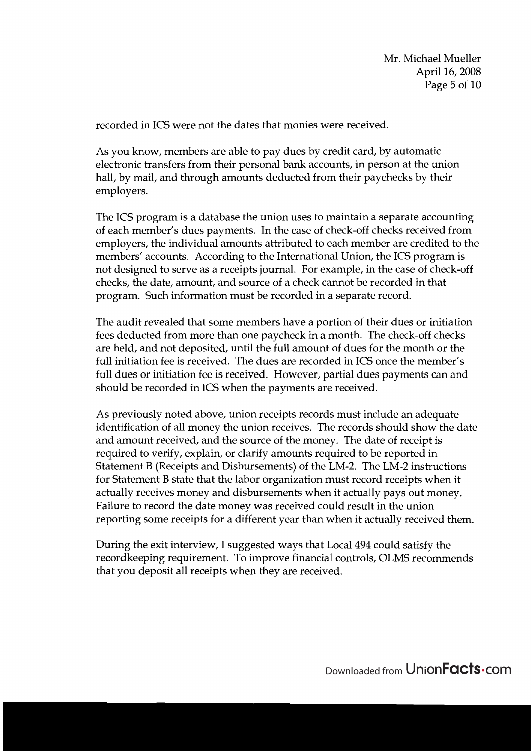recorded in ICS were not the dates that monies were received.

As you know, members are able to pay dues by credit card, by automatic electronic transfers from their personal bank accounts, in person at the union hall, by mail, and through amounts deducted from their paychecks by their employers.

The ICS program is a database the union uses to maintain a separate accounting of each member's dues payments. In the case of check-off checks received from employers, the individual amounts attributed to each member are credited to the members' accounts. According to the International Union, the ICS program is not designed to serve as a receipts journal. For example, in the case of check-off checks, the date, amount, and source of a check cannot be recorded in that program. Such information must be recorded in a separate record.

The audit revealed that some members have a portion of their dues or initiation fees deducted from more than one paycheck in a month. The check-off checks are held, and not deposited, until the full amount of dues for the month or the full initiation fee is received. The dues are recorded in ICS once the member's full dues or initiation fee is received. However, partial dues payments can and should be recorded in ICS when the payments are received.

As previously noted above, union receipts records must include an adequate identification of all money the union receives. The records should show the date and amount received, and the source of the money. The date of receipt is required to verify, explain, or clarify amounts required to be reported in Statement B (Receipts and Disbursements) of the LM-2. The LM-2 instructions for Statement B state that the labor organization must record receipts when it actually receives money and disbursements when it actually pays out money. Failure to record the date money was received could result in the union reporting some receipts for a different year than when it actually received them.

During the exit interview, I suggested ways that Local 494 could satisfy the recordkeeping requirement. To improve financial controls, OLMS recommends that you deposit all receipts when they are received.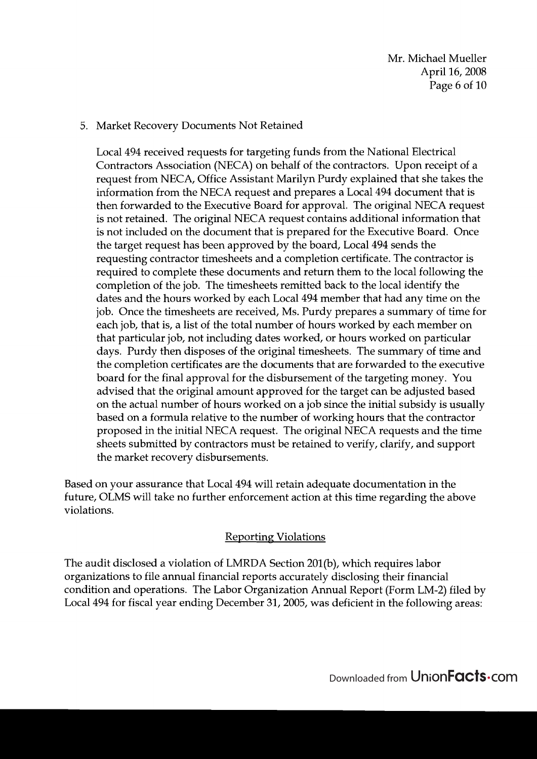5. Market Recovery Documents Not Retained

   Local 494 received requests for targeting funds from the National Electrical Contractors Association (NECA) on behalf of the contractors. Upon receipt of a request from NECA, Office Assistant Marilyn Purdy explained that she takes the information from the NECA request and prepares a Local 494 document that is then forwarded to the Executive Board for approval. The original NECA request is not retained. The original NECA request contains additional information that is not included on the document that is prepared for the Executive Board. Once the target request has been approved by the board, Local 494 sends the requesting contractor timesheets and a completion certificate. The contractor is required to complete these documents and return them to the local following the completion of the job. The timesheets remitted back to the local identify the dates and the hours worked by each Local 494 member that had any time on the job. Once the timesheets are received, Ms. Purdy prepares a summary of time for each job, that is, a list of the total number of hours worked by each member on that particular job, not including dates worked, or hours worked on particular days. Purdy then disposes of the original timesheets. The summary of time and the completion certificates are the documents that are forwarded to the executive board for the final approval for the disbursement of the targeting money. You advised that the original amount approved for the target can be adjusted based on the actual number of hours worked on a job since the initial subsidy is usually based on a formula relative to the number of working hours that the contractor proposed in the initial NECA request. The original NECA requests and the time sheets submitted by contractors must be retained to verify, clarify, and support the market recovery disbursements.

Based on your assurance that Local 494 will retain adequate documentation in the future, OLMS will take no further enforcement action at this time regarding the above violations.

## Reporting Violations

The audit disclosed a violation of LMRDA Section 201(b), which requires labor organizations to file annual financial reports accurately disclosing their financial condition and operations. The Labor Organization Annual Report (Form LM-2) filed by Local 494 for fiscal year ending December 31, 2005, was deficient in the following areas: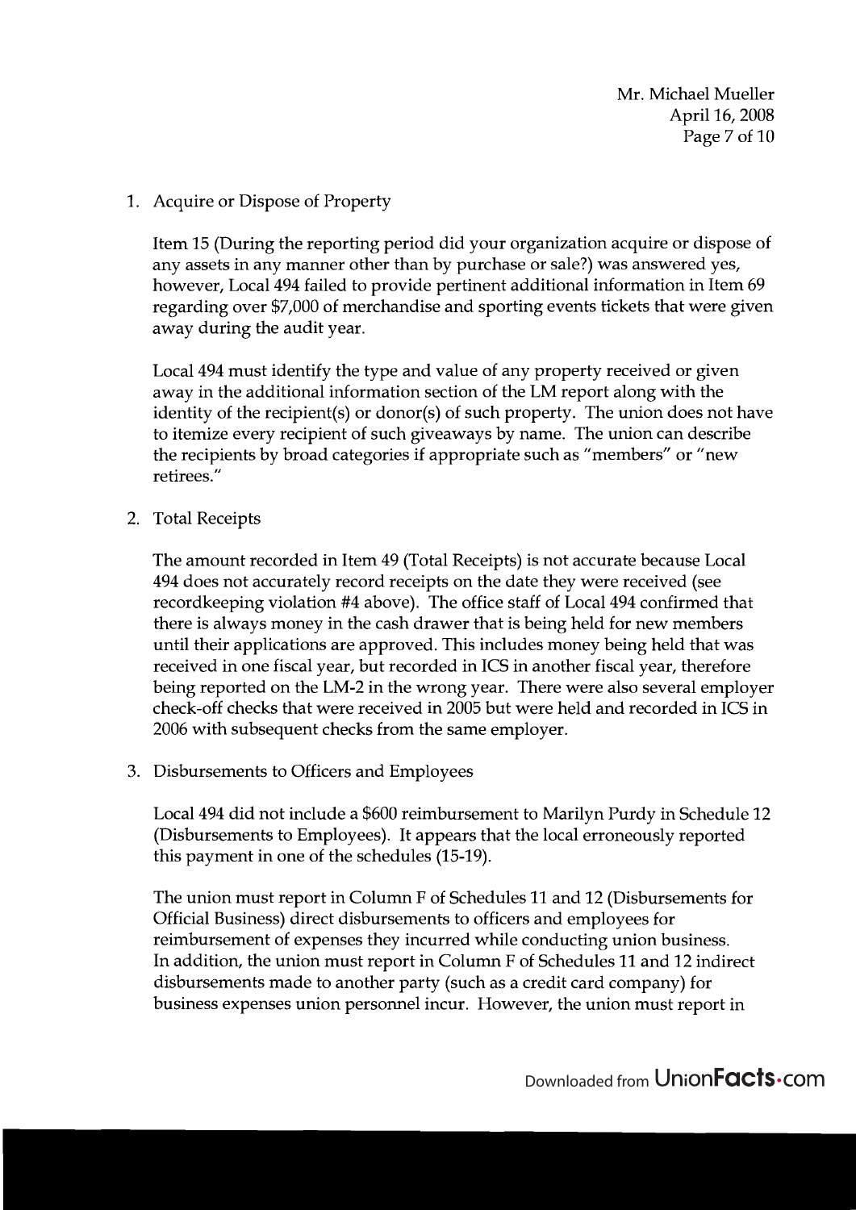1. Acquire or Dispose of Property

   Item 15 (During the reporting period did your organization acquire or dispose of any assets in any manner other than by purchase or sale?) was answered yes, however, Local 494 failed to provide pertinent additional information in Item 69 regarding over $7,000 of merchandise and sporting events tickets that were given away during the audit year.

   Local 494 must identify the type and value of any property received or given away in the additional information section of the LM report along with the identity of the recipient(s) or donor(s) of such property. The union does not have to itemize every recipient of such giveaways by name. The union can describe the recipients by broad categories if appropriate such as "members" or "new retirees."

2. Total Receipts

   The amount recorded in Item 49 (Total Receipts) is not accurate because Local 494 does not accurately record receipts on the date they were received (see recordkeeping violation #4 above). The office staff of Local 494 confirmed that there is always money in the cash drawer that is being held for new members until their applications are approved. This includes money being held that was received in one fiscal year, but recorded in ICS in another fiscal year, therefore being reported on the LM-2 in the wrong year. There were also several employer check-off checks that were received in 2005 but were held and recorded in ICS in 2006 with subsequent checks from the same employer.

3. Disbursements to Officers and Employees

   Local 494 did not include a $600 reimbursement to Marilyn Purdy in Schedule 12 (Disbursements to Employees). It appears that the local erroneously reported this payment in one of the schedules (15-19).

   The union must report in Column F of Schedules 11 and 12 (Disbursements for Official Business) direct disbursements to officers and employees for reimbursement of expenses they incurred while conducting union business. In addition, the union must report in Column F of Schedules 11 and 12 indirect disbursements made to another party (such as a credit card company) for business expenses union personnel incur. However, the union must report in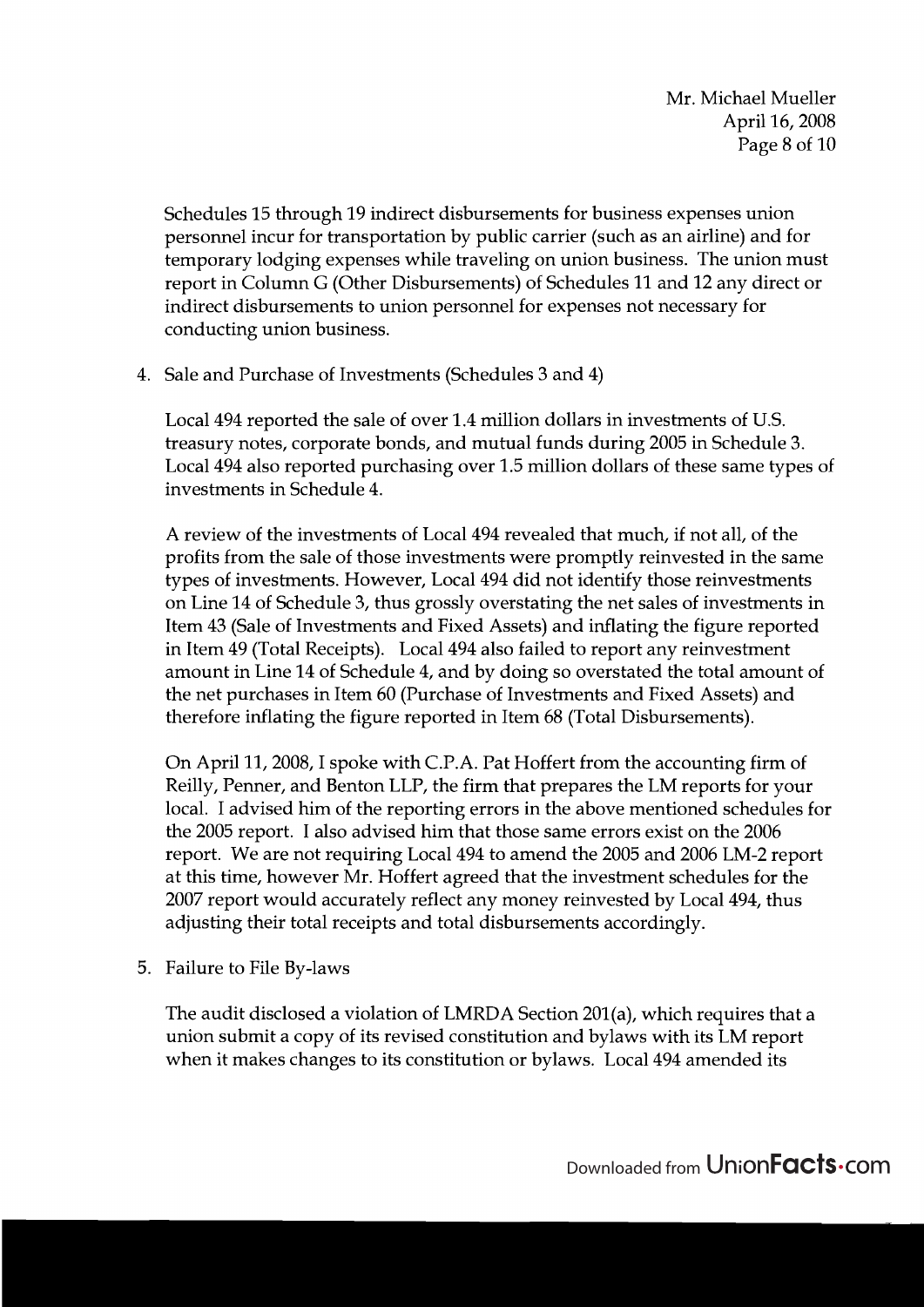Schedules 15 through 19 indirect disbursements for business expenses union personnel incur for transportation by public carrier (such as an airline) and for temporary lodging expenses while traveling on union business. The union must report in Column G (Other Disbursements) of Schedules 11 and 12 any direct or indirect disbursements to union personnel for expenses not necessary for conducting union business.

4. Sale and Purchase of Investments (Schedules 3 and 4)

   Local 494 reported the sale of over 1.4 million dollars in investments of U.S. treasury notes, corporate bonds, and mutual funds during 2005 in Schedule 3. Local 494 also reported purchasing over 1.5 million dollars of these same types of investments in Schedule 4.

   A review of the investments of Local 494 revealed that much, if not all, of the profits from the sale of those investments were promptly reinvested in the same types of investments. However, Local 494 did not identify those reinvestments on Line 14 of Schedule 3, thus grossly overstating the net sales of investments in Item 43 (Sale of Investments and Fixed Assets) and inflating the figure reported in Item 49 (Total Receipts). Local 494 also failed to report any reinvestment amount in Line 14 of Schedule 4, and by doing so overstated the total amount of the net purchases in Item 60 (Purchase of Investments and Fixed Assets) and therefore inflating the figure reported in Item 68 (Total Disbursements).

   On April 11, 2008, I spoke with C.P.A. Pat Hoffert from the accounting firm of Reilly, Penner, and Benton LLP, the firm that prepares the LM reports for your local. I advised him of the reporting errors in the above mentioned schedules for the 2005 report. I also advised him that those same errors exist on the 2006 report. We are not requiring Local 494 to amend the 2005 and 2006 LM-2 report at this time, however Mr. Hoffert agreed that the investment schedules for the 2007 report would accurately reflect any money reinvested by Local 494, thus adjusting their total receipts and total disbursements accordingly.

5. Failure to File By-laws

   The audit disclosed a violation of LMRDA Section 201(a), which requires that a union submit a copy of its revised constitution and bylaws with its LM report when it makes changes to its constitution or bylaws. Local 494 amended its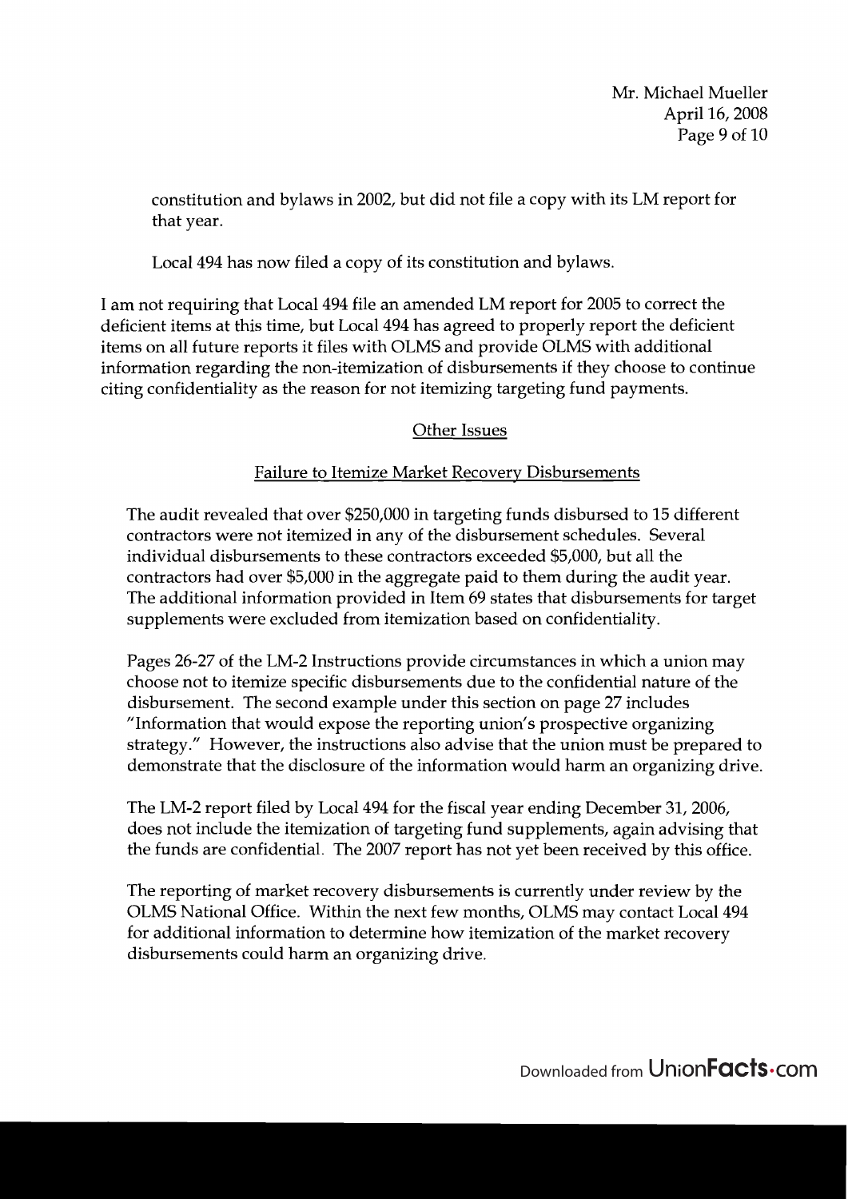constitution and bylaws in 2002, but did not file a copy with its LM report for that year.

Local 494 has now filed a copy of its constitution and bylaws.

I am not requiring that Local 494 file an amended LM report for 2005 to correct the deficient items at this time, but Local 494 has agreed to properly report the deficient items on all future reports it files with OLMS and provide OLMS with additional information regarding the non-itemization of disbursements if they choose to continue citing confidentiality as the reason for not itemizing targeting fund payments.

## Other Issues

### Failure to Itemize Market Recovery Disbursements

The audit revealed that over $250,000 in targeting funds disbursed to 15 different contractors were not itemized in any of the disbursement schedules. Several individual disbursements to these contractors exceeded $5,000, but all the contractors had over $5,000 in the aggregate paid to them during the audit year. The additional information provided in Item 69 states that disbursements for target supplements were excluded from itemization based on confidentiality.

Pages 26-27 of the LM-2 Instructions provide circumstances in which a union may choose not to itemize specific disbursements due to the confidential nature of the disbursement. The second example under this section on page 27 includes "Information that would expose the reporting union's prospective organizing strategy." However, the instructions also advise that the union must be prepared to demonstrate that the disclosure of the information would harm an organizing drive.

The LM-2 report filed by Local 494 for the fiscal year ending December 31, 2006, does not include the itemization of targeting fund supplements, again advising that the funds are confidential. The 2007 report has not yet been received by this office.

The reporting of market recovery disbursements is currently under review by the OLMS National Office. Within the next few months, OLMS may contact Local 494 for additional information to determine how itemization of the market recovery disbursements could harm an organizing drive.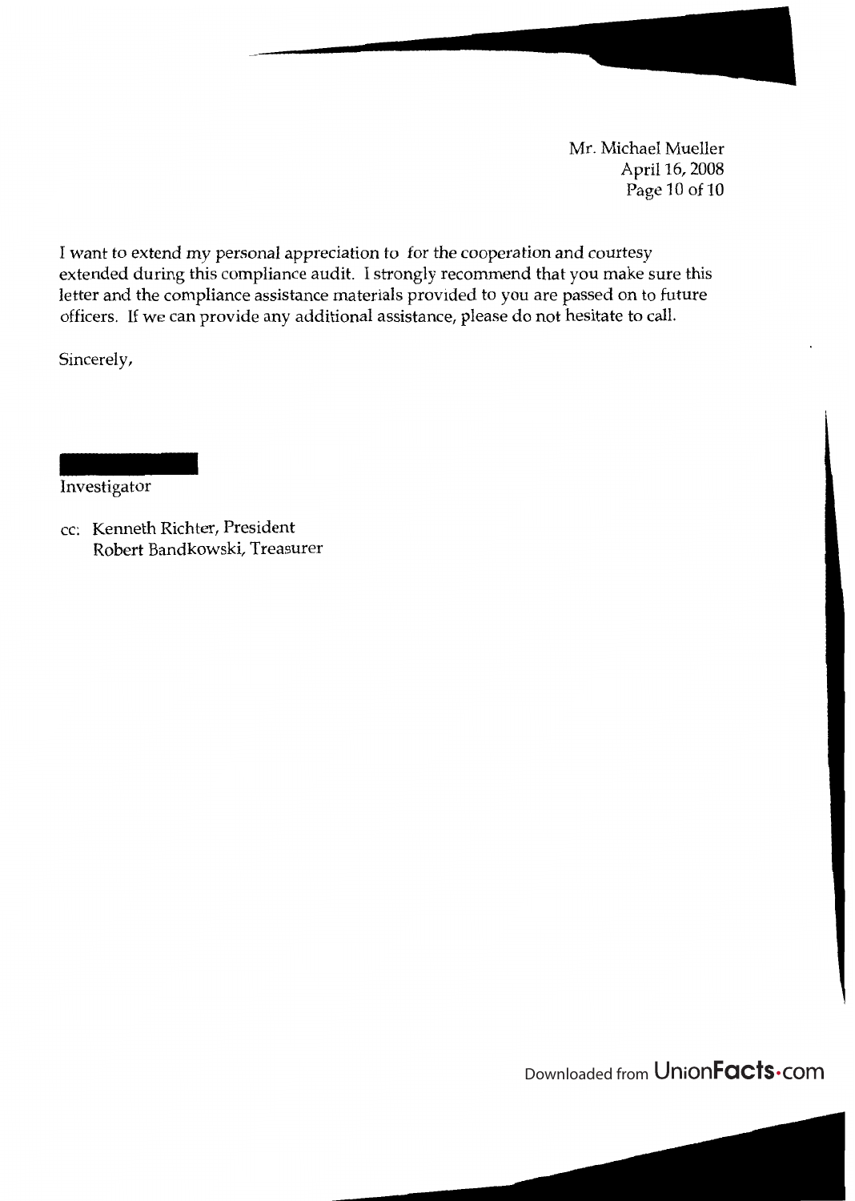Mr. Michael Mueller
April 16, 2008

I want to extend my personal appreciation to for the cooperation and courtesy extended during this compliance audit. I strongly recommend that you make sure this letter and the compliance assistance materials provided to you are passed on to future officers. If we can provide any additional assistance, please do not hesitate to call.

Sincerely,

Investigator

cc: Kenneth Richter, President
Robert Bandkowski, Treasurer

Downloaded from UnionFacts.com